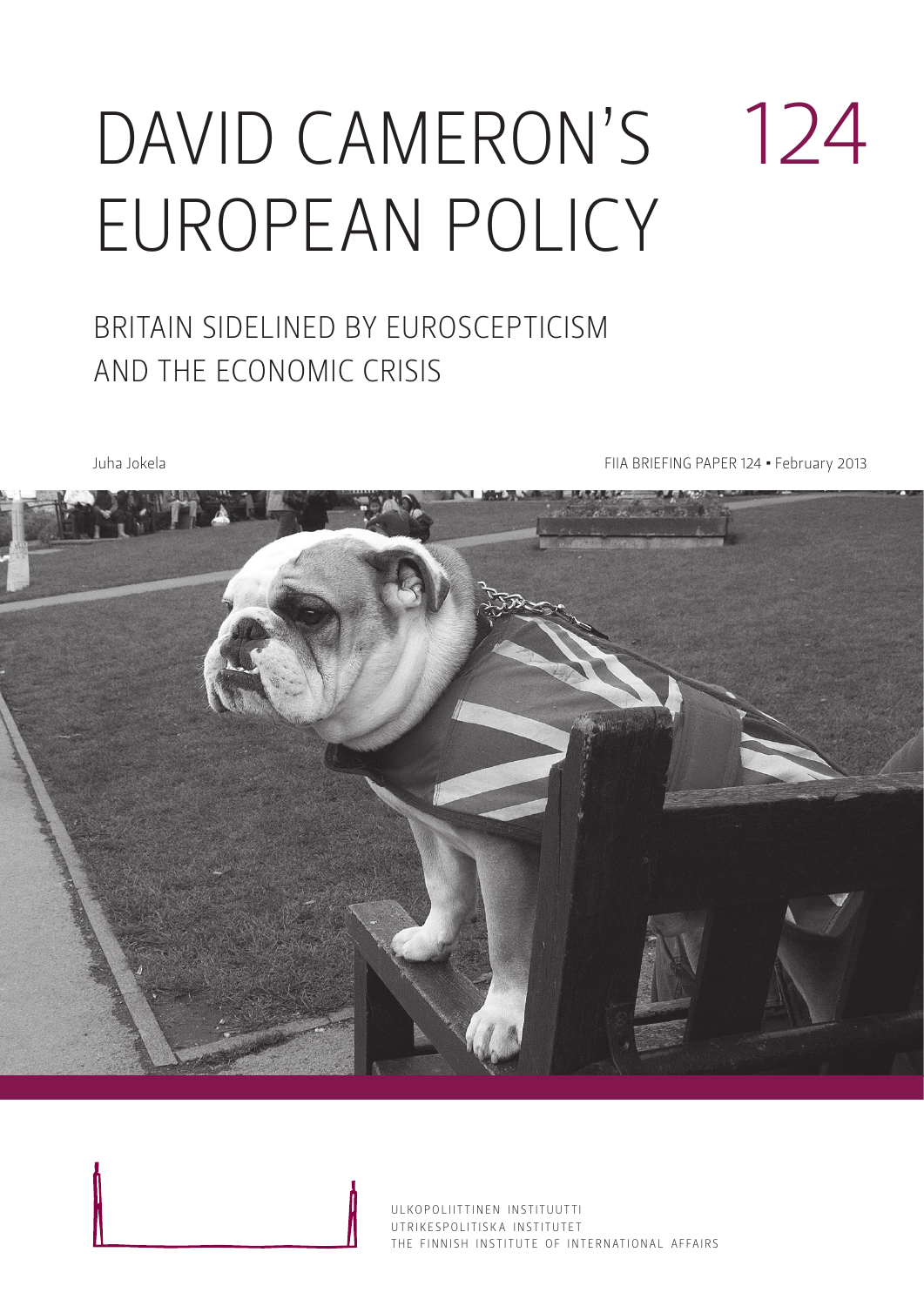# DAVID CAMERON'S EUROPEAN POLICY

124

## BRITAIN SIDELINED BY EUROSCEPTICISM AND THE ECONOMIC CRISIS

Juha Jokela

FIIA BRIEFING PAPER 124 • February 2013

ULKOPOLIITTINEN INSTITUUTTI
UTRIKESPOLITISKA INSTITUTET
THE FINNISH INSTITUTE OF INTERNATIONAL AFFAIRS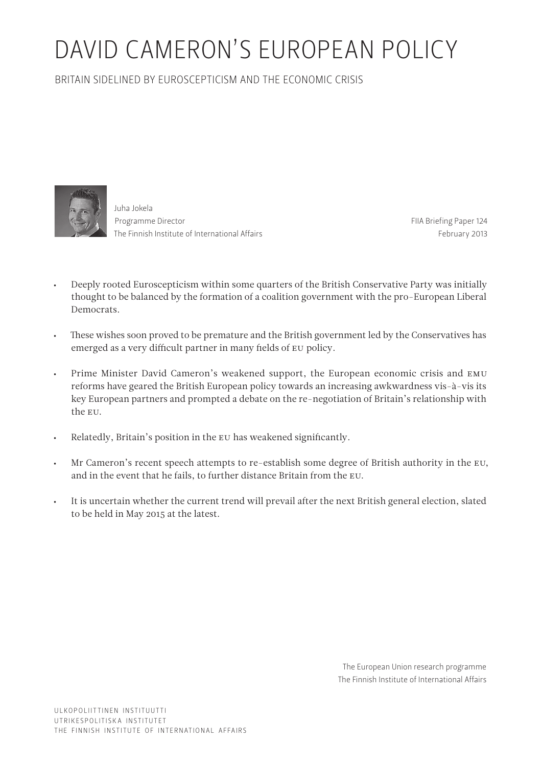# DAVID CAMERON'S EUROPEAN POLICY

## BRITAIN SIDELINED BY EUROSCEPTICISM AND THE ECONOMIC CRISIS

Juha Jokela
Programme Director
The Finnish Institute of International Affairs

FIIA Briefing Paper 124
February 2013

- Deeply rooted Euroscepticism within some quarters of the British Conservative Party was initially thought to be balanced by the formation of a coalition government with the pro-European Liberal Democrats.
- These wishes soon proved to be premature and the British government led by the Conservatives has emerged as a very difficult partner in many fields of EU policy.
- Prime Minister David Cameron's weakened support, the European economic crisis and EMU reforms have geared the British European policy towards an increasing awkwardness vis-à-vis its key European partners and prompted a debate on the re-negotiation of Britain's relationship with the EU.
- Relatedly, Britain's position in the EU has weakened significantly.
- Mr Cameron's recent speech attempts to re-establish some degree of British authority in the EU, and in the event that he fails, to further distance Britain from the EU.
- It is uncertain whether the current trend will prevail after the next British general election, slated to be held in May 2015 at the latest.

The European Union research programme
The Finnish Institute of International Affairs

ULKOPOLIITTINEN INSTITUUTTI
UTRIKESPOLITISKA INSTITUTET
THE FINNISH INSTITUTE OF INTERNATIONAL AFFAIRS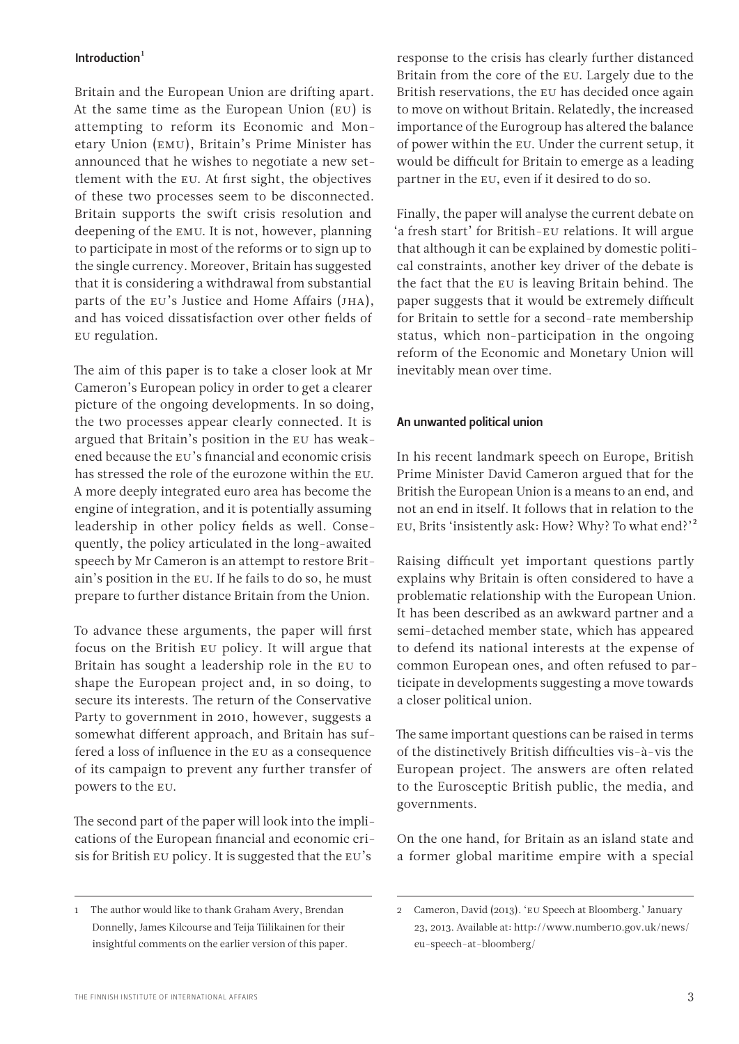## Introduction[1]

Britain and the European Union are drifting apart. At the same time as the European Union (EU) is attempting to reform its Economic and Monetary Union (EMU), Britain's Prime Minister has announced that he wishes to negotiate a new settlement with the EU. At first sight, the objectives of these two processes seem to be disconnected. Britain supports the swift crisis resolution and deepening of the EMU. It is not, however, planning to participate in most of the reforms or to sign up to the single currency. Moreover, Britain has suggested that it is considering a withdrawal from substantial parts of the EU's Justice and Home Affairs (JHA), and has voiced dissatisfaction over other fields of EU regulation.

The aim of this paper is to take a closer look at Mr Cameron's European policy in order to get a clearer picture of the ongoing developments. In so doing, the two processes appear clearly connected. It is argued that Britain's position in the EU has weakened because the EU's financial and economic crisis has stressed the role of the eurozone within the EU. A more deeply integrated euro area has become the engine of integration, and it is potentially assuming leadership in other policy fields as well. Consequently, the policy articulated in the long-awaited speech by Mr Cameron is an attempt to restore Britain's position in the EU. If he fails to do so, he must prepare to further distance Britain from the Union.

To advance these arguments, the paper will first focus on the British EU policy. It will argue that Britain has sought a leadership role in the EU to shape the European project and, in so doing, to secure its interests. The return of the Conservative Party to government in 2010, however, suggests a somewhat different approach, and Britain has suffered a loss of influence in the EU as a consequence of its campaign to prevent any further transfer of powers to the EU.

The second part of the paper will look into the implications of the European financial and economic crisis for British EU policy. It is suggested that the EU's response to the crisis has clearly further distanced Britain from the core of the EU. Largely due to the British reservations, the EU has decided once again to move on without Britain. Relatedly, the increased importance of the Eurogroup has altered the balance of power within the EU. Under the current setup, it would be difficult for Britain to emerge as a leading partner in the EU, even if it desired to do so.

Finally, the paper will analyse the current debate on 'a fresh start' for British-EU relations. It will argue that although it can be explained by domestic political constraints, another key driver of the debate is the fact that the EU is leaving Britain behind. The paper suggests that it would be extremely difficult for Britain to settle for a second-rate membership status, which non-participation in the ongoing reform of the Economic and Monetary Union will inevitably mean over time.

## An unwanted political union

In his recent landmark speech on Europe, British Prime Minister David Cameron argued that for the British the European Union is a means to an end, and not an end in itself. It follows that in relation to the EU, Brits 'insistently ask: How? Why? To what end?'[2]

Raising difficult yet important questions partly explains why Britain is often considered to have a problematic relationship with the European Union. It has been described as an awkward partner and a semi-detached member state, which has appeared to defend its national interests at the expense of common European ones, and often refused to participate in developments suggesting a move towards a closer political union.

The same important questions can be raised in terms of the distinctively British difficulties vis-à-vis the European project. The answers are often related to the Eurosceptic British public, the media, and governments.

On the one hand, for Britain as an island state and a former global maritime empire with a special

---

1 The author would like to thank Graham Avery, Brendan Donnelly, James Kilcourse and Teija Tiilikainen for their insightful comments on the earlier version of this paper.

2 Cameron, David (2013). 'EU Speech at Bloomberg.' January 23, 2013. Available at: http://www.number10.gov.uk/news/eu-speech-at-bloomberg/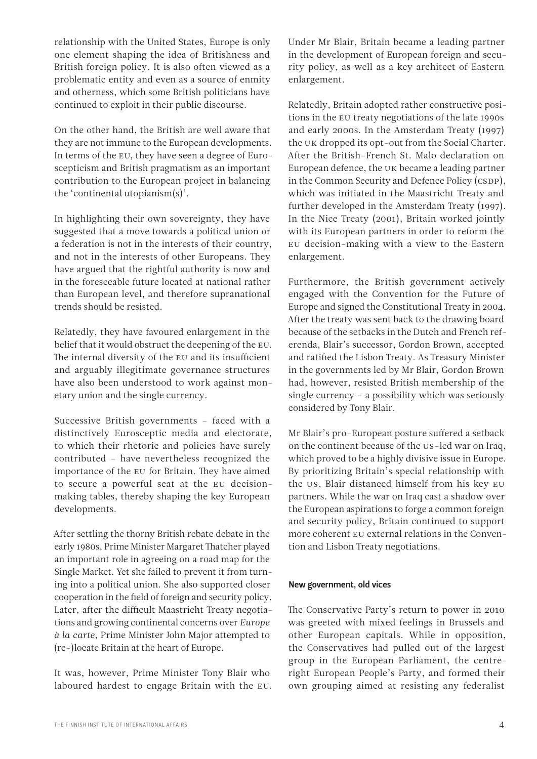relationship with the United States, Europe is only one element shaping the idea of Britishness and British foreign policy. It is also often viewed as a problematic entity and even as a source of enmity and otherness, which some British politicians have continued to exploit in their public discourse.

On the other hand, the British are well aware that they are not immune to the European developments. In terms of the EU, they have seen a degree of Euroscepticism and British pragmatism as an important contribution to the European project in balancing the 'continental utopianism(s)'.

In highlighting their own sovereignty, they have suggested that a move towards a political union or a federation is not in the interests of their country, and not in the interests of other Europeans. They have argued that the rightful authority is now and in the foreseeable future located at national rather than European level, and therefore supranational trends should be resisted.

Relatedly, they have favoured enlargement in the belief that it would obstruct the deepening of the EU. The internal diversity of the EU and its insufficient and arguably illegitimate governance structures have also been understood to work against monetary union and the single currency.

Successive British governments – faced with a distinctively Eurosceptic media and electorate, to which their rhetoric and policies have surely contributed – have nevertheless recognized the importance of the EU for Britain. They have aimed to secure a powerful seat at the EU decision-making tables, thereby shaping the key European developments.

After settling the thorny British rebate debate in the early 1980s, Prime Minister Margaret Thatcher played an important role in agreeing on a road map for the Single Market. Yet she failed to prevent it from turning into a political union. She also supported closer cooperation in the field of foreign and security policy. Later, after the difficult Maastricht Treaty negotiations and growing continental concerns over *Europe à la carte*, Prime Minister John Major attempted to (re-)locate Britain at the heart of Europe.

It was, however, Prime Minister Tony Blair who laboured hardest to engage Britain with the EU. Under Mr Blair, Britain became a leading partner in the development of European foreign and security policy, as well as a key architect of Eastern enlargement.

Relatedly, Britain adopted rather constructive positions in the EU treaty negotiations of the late 1990s and early 2000s. In the Amsterdam Treaty (1997) the UK dropped its opt-out from the Social Charter. After the British-French St. Malo declaration on European defence, the UK became a leading partner in the Common Security and Defence Policy (CSDP), which was initiated in the Maastricht Treaty and further developed in the Amsterdam Treaty (1997). In the Nice Treaty (2001), Britain worked jointly with its European partners in order to reform the EU decision-making with a view to the Eastern enlargement.

Furthermore, the British government actively engaged with the Convention for the Future of Europe and signed the Constitutional Treaty in 2004. After the treaty was sent back to the drawing board because of the setbacks in the Dutch and French referenda, Blair's successor, Gordon Brown, accepted and ratified the Lisbon Treaty. As Treasury Minister in the governments led by Mr Blair, Gordon Brown had, however, resisted British membership of the single currency – a possibility which was seriously considered by Tony Blair.

Mr Blair's pro-European posture suffered a setback on the continent because of the US-led war on Iraq, which proved to be a highly divisive issue in Europe. By prioritizing Britain's special relationship with the US, Blair distanced himself from his key EU partners. While the war on Iraq cast a shadow over the European aspirations to forge a common foreign and security policy, Britain continued to support more coherent EU external relations in the Convention and Lisbon Treaty negotiations.

## New government, old vices

The Conservative Party's return to power in 2010 was greeted with mixed feelings in Brussels and other European capitals. While in opposition, the Conservatives had pulled out of the largest group in the European Parliament, the centre-right European People's Party, and formed their own grouping aimed at resisting any federalist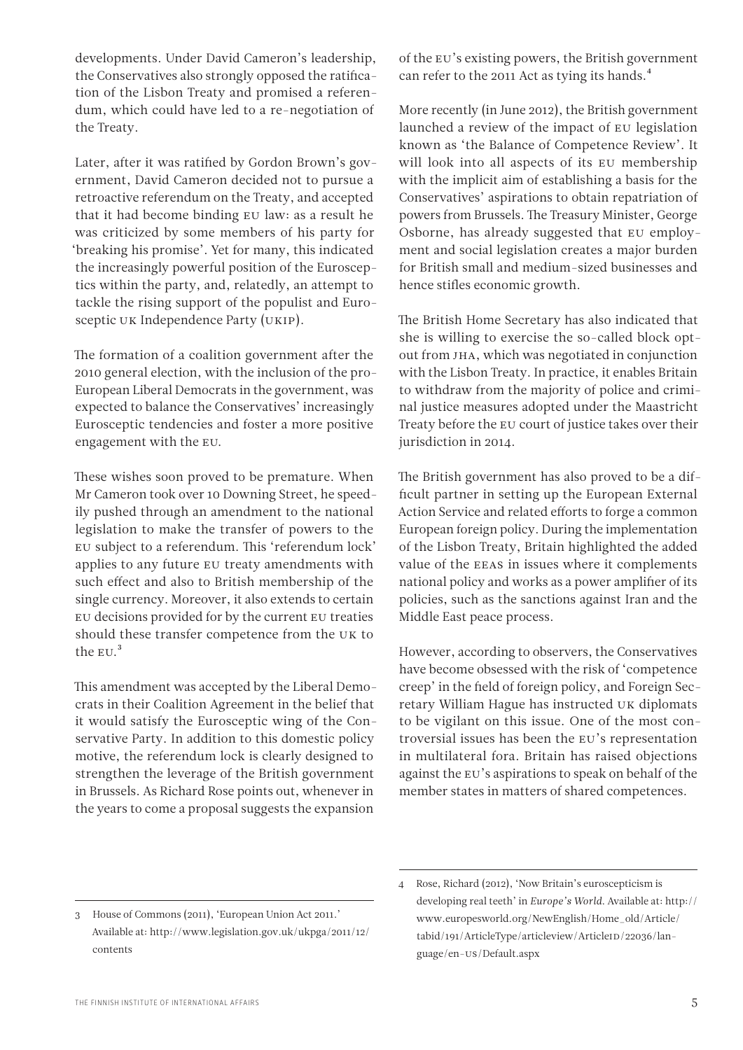developments. Under David Cameron's leadership, the Conservatives also strongly opposed the ratification of the Lisbon Treaty and promised a referendum, which could have led to a re-negotiation of the Treaty.

Later, after it was ratified by Gordon Brown's government, David Cameron decided not to pursue a retroactive referendum on the Treaty, and accepted that it had become binding EU law: as a result he was criticized by some members of his party for 'breaking his promise'. Yet for many, this indicated the increasingly powerful position of the Eurosceptics within the party, and, relatedly, an attempt to tackle the rising support of the populist and Eurosceptic UK Independence Party (UKIP).

The formation of a coalition government after the 2010 general election, with the inclusion of the pro-European Liberal Democrats in the government, was expected to balance the Conservatives' increasingly Eurosceptic tendencies and foster a more positive engagement with the EU.

These wishes soon proved to be premature. When Mr Cameron took over 10 Downing Street, he speedily pushed through an amendment to the national legislation to make the transfer of powers to the EU subject to a referendum. This 'referendum lock' applies to any future EU treaty amendments with such effect and also to British membership of the single currency. Moreover, it also extends to certain EU decisions provided for by the current EU treaties should these transfer competence from the UK to the EU.[3]

This amendment was accepted by the Liberal Democrats in their Coalition Agreement in the belief that it would satisfy the Eurosceptic wing of the Conservative Party. In addition to this domestic policy motive, the referendum lock is clearly designed to strengthen the leverage of the British government in Brussels. As Richard Rose points out, whenever in the years to come a proposal suggests the expansion of the EU's existing powers, the British government can refer to the 2011 Act as tying its hands.[4]

More recently (in June 2012), the British government launched a review of the impact of EU legislation known as 'the Balance of Competence Review'. It will look into all aspects of its EU membership with the implicit aim of establishing a basis for the Conservatives' aspirations to obtain repatriation of powers from Brussels. The Treasury Minister, George Osborne, has already suggested that EU employment and social legislation creates a major burden for British small and medium-sized businesses and hence stifles economic growth.

The British Home Secretary has also indicated that she is willing to exercise the so-called block opt-out from JHA, which was negotiated in conjunction with the Lisbon Treaty. In practice, it enables Britain to withdraw from the majority of police and criminal justice measures adopted under the Maastricht Treaty before the EU court of justice takes over their jurisdiction in 2014.

The British government has also proved to be a difficult partner in setting up the European External Action Service and related efforts to forge a common European foreign policy. During the implementation of the Lisbon Treaty, Britain highlighted the added value of the EEAS in issues where it complements national policy and works as a power amplifier of its policies, such as the sanctions against Iran and the Middle East peace process.

However, according to observers, the Conservatives have become obsessed with the risk of 'competence creep' in the field of foreign policy, and Foreign Secretary William Hague has instructed UK diplomats to be vigilant on this issue. One of the most controversial issues has been the EU's representation in multilateral fora. Britain has raised objections against the EU's aspirations to speak on behalf of the member states in matters of shared competences.

---

3 House of Commons (2011), 'European Union Act 2011.' Available at: http://www.legislation.gov.uk/ukpga/2011/12/contents

4 Rose, Richard (2012), 'Now Britain's euroscepticism is developing real teeth' in *Europe's World*. Available at: http://www.europesworld.org/NewEnglish/Home_old/Article/tabid/191/ArticleType/articleview/ArticleID/22036/language/en-US/Default.aspx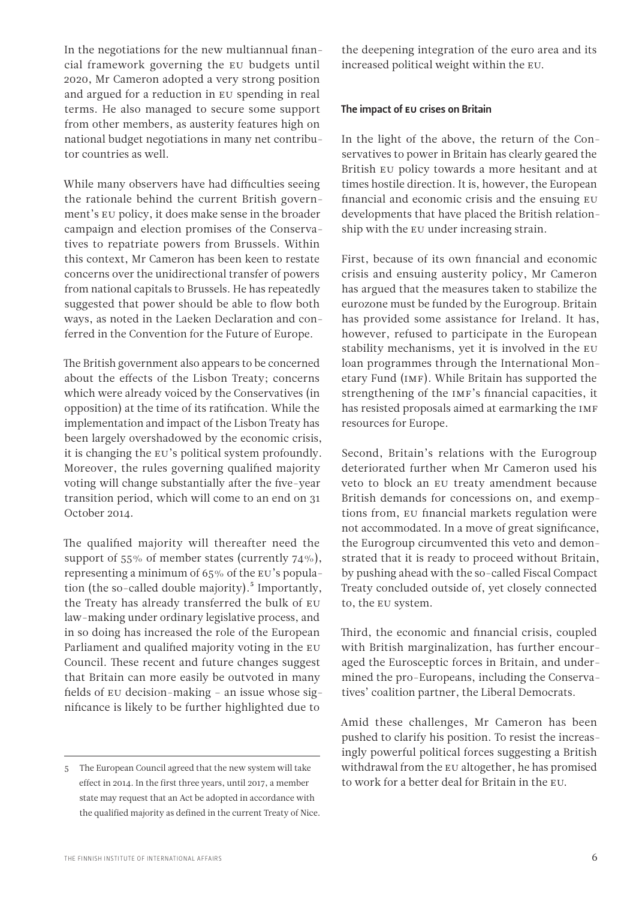In the negotiations for the new multiannual financial framework governing the EU budgets until 2020, Mr Cameron adopted a very strong position and argued for a reduction in EU spending in real terms. He also managed to secure some support from other members, as austerity features high on national budget negotiations in many net contributor countries as well.

While many observers have had difficulties seeing the rationale behind the current British government's EU policy, it does make sense in the broader campaign and election promises of the Conservatives to repatriate powers from Brussels. Within this context, Mr Cameron has been keen to restate concerns over the unidirectional transfer of powers from national capitals to Brussels. He has repeatedly suggested that power should be able to flow both ways, as noted in the Laeken Declaration and conferred in the Convention for the Future of Europe.

The British government also appears to be concerned about the effects of the Lisbon Treaty; concerns which were already voiced by the Conservatives (in opposition) at the time of its ratification. While the implementation and impact of the Lisbon Treaty has been largely overshadowed by the economic crisis, it is changing the EU's political system profoundly. Moreover, the rules governing qualified majority voting will change substantially after the five-year transition period, which will come to an end on 31 October 2014.

The qualified majority will thereafter need the support of 55% of member states (currently 74%), representing a minimum of 65% of the EU's population (the so-called double majority).[5] Importantly, the Treaty has already transferred the bulk of EU law-making under ordinary legislative process, and in so doing has increased the role of the European Parliament and qualified majority voting in the EU Council. These recent and future changes suggest that Britain can more easily be outvoted in many fields of EU decision-making – an issue whose significance is likely to be further highlighted due to the deepening integration of the euro area and its increased political weight within the EU.

### The impact of EU crises on Britain

In the light of the above, the return of the Conservatives to power in Britain has clearly geared the British EU policy towards a more hesitant and at times hostile direction. It is, however, the European financial and economic crisis and the ensuing EU developments that have placed the British relationship with the EU under increasing strain.

First, because of its own financial and economic crisis and ensuing austerity policy, Mr Cameron has argued that the measures taken to stabilize the eurozone must be funded by the Eurogroup. Britain has provided some assistance for Ireland. It has, however, refused to participate in the European stability mechanisms, yet it is involved in the EU loan programmes through the International Monetary Fund (IMF). While Britain has supported the strengthening of the IMF's financial capacities, it has resisted proposals aimed at earmarking the IMF resources for Europe.

Second, Britain's relations with the Eurogroup deteriorated further when Mr Cameron used his veto to block an EU treaty amendment because British demands for concessions on, and exemptions from, EU financial markets regulation were not accommodated. In a move of great significance, the Eurogroup circumvented this veto and demonstrated that it is ready to proceed without Britain, by pushing ahead with the so-called Fiscal Compact Treaty concluded outside of, yet closely connected to, the EU system.

Third, the economic and financial crisis, coupled with British marginalization, has further encouraged the Eurosceptic forces in Britain, and undermined the pro-Europeans, including the Conservatives' coalition partner, the Liberal Democrats.

Amid these challenges, Mr Cameron has been pushed to clarify his position. To resist the increasingly powerful political forces suggesting a British withdrawal from the EU altogether, he has promised to work for a better deal for Britain in the EU.

---

5 The European Council agreed that the new system will take effect in 2014. In the first three years, until 2017, a member state may request that an Act be adopted in accordance with the qualified majority as defined in the current Treaty of Nice.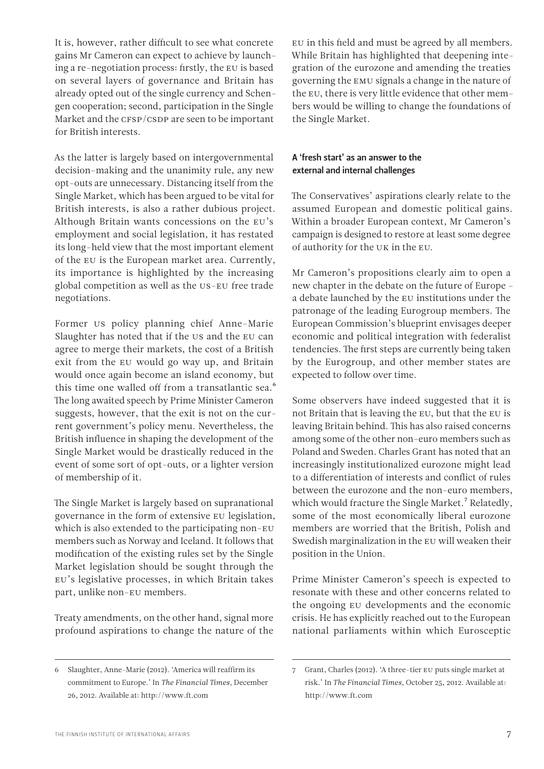It is, however, rather difficult to see what concrete gains Mr Cameron can expect to achieve by launching a re-negotiation process: firstly, the EU is based on several layers of governance and Britain has already opted out of the single currency and Schengen cooperation; second, participation in the Single Market and the CFSP/CSDP are seen to be important for British interests.

As the latter is largely based on intergovernmental decision-making and the unanimity rule, any new opt-outs are unnecessary. Distancing itself from the Single Market, which has been argued to be vital for British interests, is also a rather dubious project. Although Britain wants concessions on the EU's employment and social legislation, it has restated its long-held view that the most important element of the EU is the European market area. Currently, its importance is highlighted by the increasing global competition as well as the US-EU free trade negotiations.

Former US policy planning chief Anne-Marie Slaughter has noted that if the US and the EU can agree to merge their markets, the cost of a British exit from the EU would go way up, and Britain would once again become an island economy, but this time one walled off from a transatlantic sea.[6] The long awaited speech by Prime Minister Cameron suggests, however, that the exit is not on the current government's policy menu. Nevertheless, the British influence in shaping the development of the Single Market would be drastically reduced in the event of some sort of opt-outs, or a lighter version of membership of it.

The Single Market is largely based on supranational governance in the form of extensive EU legislation, which is also extended to the participating non-EU members such as Norway and Iceland. It follows that modification of the existing rules set by the Single Market legislation should be sought through the EU's legislative processes, in which Britain takes part, unlike non-EU members.

Treaty amendments, on the other hand, signal more profound aspirations to change the nature of the EU in this field and must be agreed by all members. While Britain has highlighted that deepening integration of the eurozone and amending the treaties governing the EMU signals a change in the nature of the EU, there is very little evidence that other members would be willing to change the foundations of the Single Market.

### A 'fresh start' as an answer to the external and internal challenges

The Conservatives' aspirations clearly relate to the assumed European and domestic political gains. Within a broader European context, Mr Cameron's campaign is designed to restore at least some degree of authority for the UK in the EU.

Mr Cameron's propositions clearly aim to open a new chapter in the debate on the future of Europe – a debate launched by the EU institutions under the patronage of the leading Eurogroup members. The European Commission's blueprint envisages deeper economic and political integration with federalist tendencies. The first steps are currently being taken by the Eurogroup, and other member states are expected to follow over time.

Some observers have indeed suggested that it is not Britain that is leaving the EU, but that the EU is leaving Britain behind. This has also raised concerns among some of the other non-euro members such as Poland and Sweden. Charles Grant has noted that an increasingly institutionalized eurozone might lead to a differentiation of interests and conflict of rules between the eurozone and the non-euro members, which would fracture the Single Market.[7] Relatedly, some of the most economically liberal eurozone members are worried that the British, Polish and Swedish marginalization in the EU will weaken their position in the Union.

Prime Minister Cameron's speech is expected to resonate with these and other concerns related to the ongoing EU developments and the economic crisis. He has explicitly reached out to the European national parliaments within which Eurosceptic

---

6 Slaughter, Anne-Marie (2012). 'America will reaffirm its commitment to Europe.' In *The Financial Times*, December 26, 2012. Available at: http://www.ft.com

7 Grant, Charles (2012). 'A three-tier EU puts single market at risk.' In *The Financial Times*, October 25, 2012. Available at: http://www.ft.com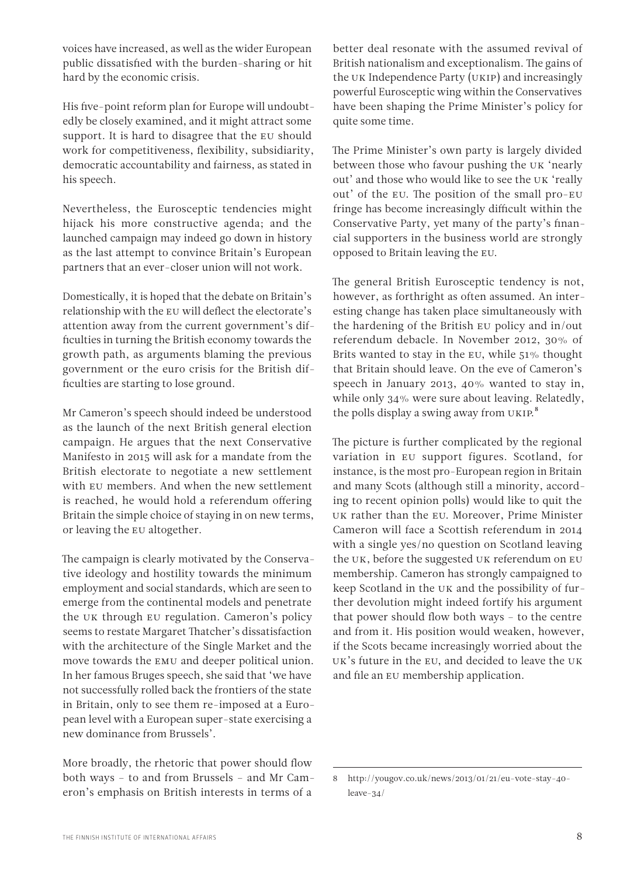voices have increased, as well as the wider European public dissatisfied with the burden-sharing or hit hard by the economic crisis.

His five-point reform plan for Europe will undoubtedly be closely examined, and it might attract some support. It is hard to disagree that the EU should work for competitiveness, flexibility, subsidiarity, democratic accountability and fairness, as stated in his speech.

Nevertheless, the Eurosceptic tendencies might hijack his more constructive agenda; and the launched campaign may indeed go down in history as the last attempt to convince Britain's European partners that an ever-closer union will not work.

Domestically, it is hoped that the debate on Britain's relationship with the EU will deflect the electorate's attention away from the current government's difficulties in turning the British economy towards the growth path, as arguments blaming the previous government or the euro crisis for the British difficulties are starting to lose ground.

Mr Cameron's speech should indeed be understood as the launch of the next British general election campaign. He argues that the next Conservative Manifesto in 2015 will ask for a mandate from the British electorate to negotiate a new settlement with EU members. And when the new settlement is reached, he would hold a referendum offering Britain the simple choice of staying in on new terms, or leaving the EU altogether.

The campaign is clearly motivated by the Conservative ideology and hostility towards the minimum employment and social standards, which are seen to emerge from the continental models and penetrate the UK through EU regulation. Cameron's policy seems to restate Margaret Thatcher's dissatisfaction with the architecture of the Single Market and the move towards the EMU and deeper political union. In her famous Bruges speech, she said that 'we have not successfully rolled back the frontiers of the state in Britain, only to see them re-imposed at a European level with a European super-state exercising a new dominance from Brussels'.

More broadly, the rhetoric that power should flow both ways – to and from Brussels – and Mr Cameron's emphasis on British interests in terms of a better deal resonate with the assumed revival of British nationalism and exceptionalism. The gains of the UK Independence Party (UKIP) and increasingly powerful Eurosceptic wing within the Conservatives have been shaping the Prime Minister's policy for quite some time.

The Prime Minister's own party is largely divided between those who favour pushing the UK 'nearly out' and those who would like to see the UK 'really out' of the EU. The position of the small pro-EU fringe has become increasingly difficult within the Conservative Party, yet many of the party's financial supporters in the business world are strongly opposed to Britain leaving the EU.

The general British Eurosceptic tendency is not, however, as forthright as often assumed. An interesting change has taken place simultaneously with the hardening of the British EU policy and in/out referendum debacle. In November 2012, 30% of Brits wanted to stay in the EU, while 51% thought that Britain should leave. On the eve of Cameron's speech in January 2013, 40% wanted to stay in, while only 34% were sure about leaving. Relatedly, the polls display a swing away from UKIP.[8]

The picture is further complicated by the regional variation in EU support figures. Scotland, for instance, is the most pro-European region in Britain and many Scots (although still a minority, according to recent opinion polls) would like to quit the UK rather than the EU. Moreover, Prime Minister Cameron will face a Scottish referendum in 2014 with a single yes/no question on Scotland leaving the UK, before the suggested UK referendum on EU membership. Cameron has strongly campaigned to keep Scotland in the UK and the possibility of further devolution might indeed fortify his argument that power should flow both ways – to the centre and from it. His position would weaken, however, if the Scots became increasingly worried about the UK's future in the EU, and decided to leave the UK and file an EU membership application.

---

8 http://yougov.co.uk/news/2013/01/21/eu-vote-stay-40-leave-34/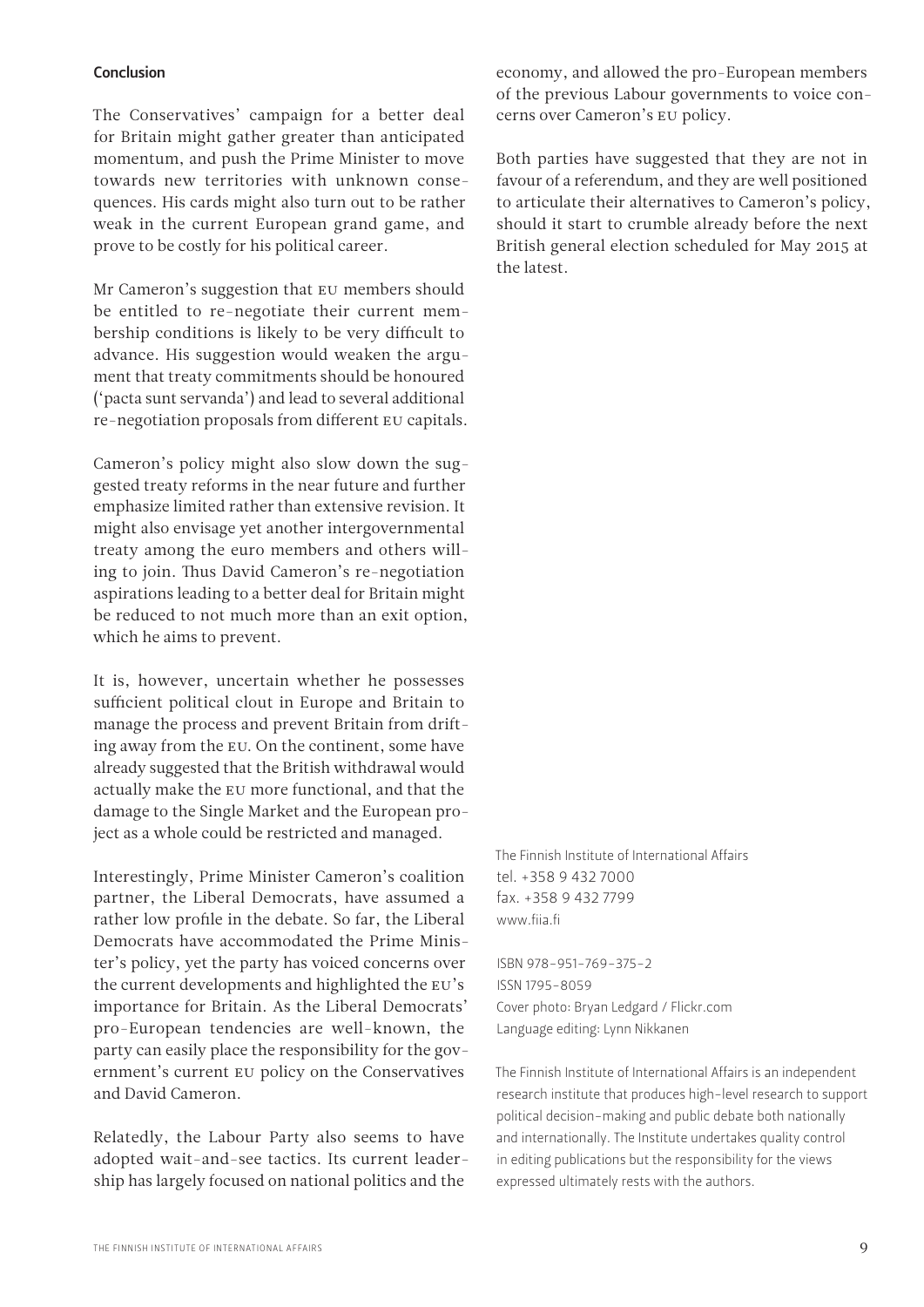### Conclusion

The Conservatives' campaign for a better deal for Britain might gather greater than anticipated momentum, and push the Prime Minister to move towards new territories with unknown consequences. His cards might also turn out to be rather weak in the current European grand game, and prove to be costly for his political career.

Mr Cameron's suggestion that EU members should be entitled to re-negotiate their current membership conditions is likely to be very difficult to advance. His suggestion would weaken the argument that treaty commitments should be honoured ('pacta sunt servanda') and lead to several additional re-negotiation proposals from different EU capitals.

Cameron's policy might also slow down the suggested treaty reforms in the near future and further emphasize limited rather than extensive revision. It might also envisage yet another intergovernmental treaty among the euro members and others willing to join. Thus David Cameron's re-negotiation aspirations leading to a better deal for Britain might be reduced to not much more than an exit option, which he aims to prevent.

It is, however, uncertain whether he possesses sufficient political clout in Europe and Britain to manage the process and prevent Britain from drifting away from the EU. On the continent, some have already suggested that the British withdrawal would actually make the EU more functional, and that the damage to the Single Market and the European project as a whole could be restricted and managed.

Interestingly, Prime Minister Cameron's coalition partner, the Liberal Democrats, have assumed a rather low profile in the debate. So far, the Liberal Democrats have accommodated the Prime Minister's policy, yet the party has voiced concerns over the current developments and highlighted the EU's importance for Britain. As the Liberal Democrats' pro-European tendencies are well-known, the party can easily place the responsibility for the government's current EU policy on the Conservatives and David Cameron.

Relatedly, the Labour Party also seems to have adopted wait-and-see tactics. Its current leadership has largely focused on national politics and the economy, and allowed the pro-European members of the previous Labour governments to voice concerns over Cameron's EU policy.

Both parties have suggested that they are not in favour of a referendum, and they are well positioned to articulate their alternatives to Cameron's policy, should it start to crumble already before the next British general election scheduled for May 2015 at the latest.

The Finnish Institute of International Affairs
tel. +358 9 432 7000
fax. +358 9 432 7799
www.fiia.fi

ISBN 978-951-769-375-2
ISSN 1795-8059
Cover photo: Bryan Ledgard / Flickr.com
Language editing: Lynn Nikkanen

The Finnish Institute of International Affairs is an independent research institute that produces high-level research to support political decision-making and public debate both nationally and internationally. The Institute undertakes quality control in editing publications but the responsibility for the views expressed ultimately rests with the authors.